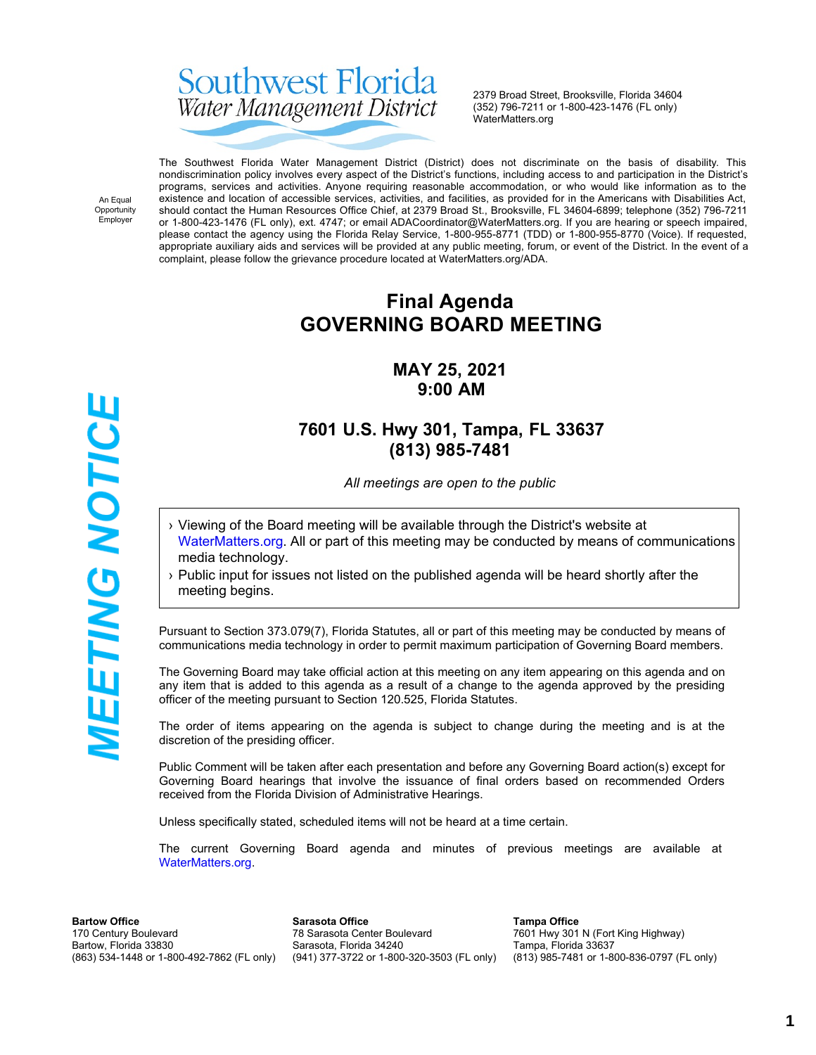Southwest Florida
Water Management District

2379 Broad Street, Brooksville, Florida 34604
(352) 796-7211 or 1-800-423-1476 (FL only)
WaterMatters.org

An Equal Opportunity Employer

The Southwest Florida Water Management District (District) does not discriminate on the basis of disability. This nondiscrimination policy involves every aspect of the District's functions, including access to and participation in the District's programs, services and activities. Anyone requiring reasonable accommodation, or who would like information as to the existence and location of accessible services, activities, and facilities, as provided for in the Americans with Disabilities Act, should contact the Human Resources Office Chief, at 2379 Broad St., Brooksville, FL 34604-6899; telephone (352) 796-7211 or 1-800-423-1476 (FL only), ext. 4747; or email ADACoordinator@WaterMatters.org. If you are hearing or speech impaired, please contact the agency using the Florida Relay Service, 1-800-955-8771 (TDD) or 1-800-955-8770 (Voice). If requested, appropriate auxiliary aids and services will be provided at any public meeting, forum, or event of the District. In the event of a complaint, please follow the grievance procedure located at WaterMatters.org/ADA.

**MEETING NOTICE**

# Final Agenda
# GOVERNING BOARD MEETING

## MAY 25, 2021
## 9:00 AM

## 7601 U.S. Hwy 301, Tampa, FL 33637
## (813) 985-7481

*All meetings are open to the public*

- Viewing of the Board meeting will be available through the District's website at WaterMatters.org. All or part of this meeting may be conducted by means of communications media technology.
- Public input for issues not listed on the published agenda will be heard shortly after the meeting begins.

Pursuant to Section 373.079(7), Florida Statutes, all or part of this meeting may be conducted by means of communications media technology in order to permit maximum participation of Governing Board members.

The Governing Board may take official action at this meeting on any item appearing on this agenda and on any item that is added to this agenda as a result of a change to the agenda approved by the presiding officer of the meeting pursuant to Section 120.525, Florida Statutes.

The order of items appearing on the agenda is subject to change during the meeting and is at the discretion of the presiding officer.

Public Comment will be taken after each presentation and before any Governing Board action(s) except for Governing Board hearings that involve the issuance of final orders based on recommended Orders received from the Florida Division of Administrative Hearings.

Unless specifically stated, scheduled items will not be heard at a time certain.

The current Governing Board agenda and minutes of previous meetings are available at WaterMatters.org.

**Bartow Office**
170 Century Boulevard
Bartow, Florida 33830
(863) 534-1448 or 1-800-492-7862 (FL only)

**Sarasota Office**
78 Sarasota Center Boulevard
Sarasota, Florida 34240
(941) 377-3722 or 1-800-320-3503 (FL only)

**Tampa Office**
7601 Hwy 301 N (Fort King Highway)
Tampa, Florida 33637
(813) 985-7481 or 1-800-836-0797 (FL only)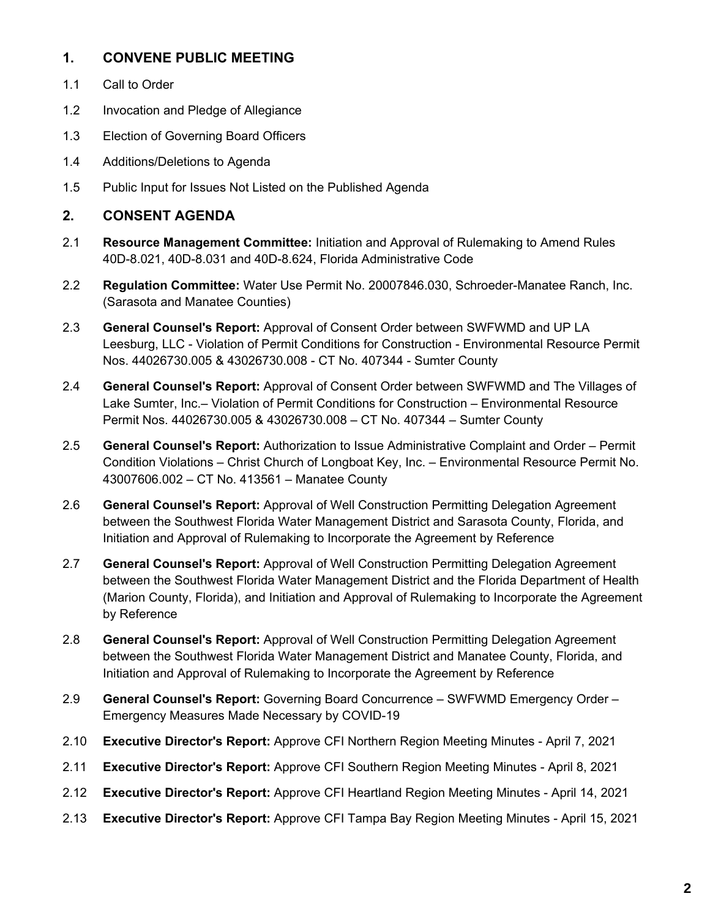## 1. CONVENE PUBLIC MEETING

1.1 Call to Order

1.2 Invocation and Pledge of Allegiance

1.3 Election of Governing Board Officers

1.4 Additions/Deletions to Agenda

1.5 Public Input for Issues Not Listed on the Published Agenda

## 2. CONSENT AGENDA

2.1 **Resource Management Committee:** Initiation and Approval of Rulemaking to Amend Rules 40D-8.021, 40D-8.031 and 40D-8.624, Florida Administrative Code

2.2 **Regulation Committee:** Water Use Permit No. 20007846.030, Schroeder-Manatee Ranch, Inc. (Sarasota and Manatee Counties)

2.3 **General Counsel's Report:** Approval of Consent Order between SWFWMD and UP LA Leesburg, LLC - Violation of Permit Conditions for Construction - Environmental Resource Permit Nos. 44026730.005 & 43026730.008 - CT No. 407344 - Sumter County

2.4 **General Counsel's Report:** Approval of Consent Order between SWFWMD and The Villages of Lake Sumter, Inc.– Violation of Permit Conditions for Construction – Environmental Resource Permit Nos. 44026730.005 & 43026730.008 – CT No. 407344 – Sumter County

2.5 **General Counsel's Report:** Authorization to Issue Administrative Complaint and Order – Permit Condition Violations – Christ Church of Longboat Key, Inc. – Environmental Resource Permit No. 43007606.002 – CT No. 413561 – Manatee County

2.6 **General Counsel's Report:** Approval of Well Construction Permitting Delegation Agreement between the Southwest Florida Water Management District and Sarasota County, Florida, and Initiation and Approval of Rulemaking to Incorporate the Agreement by Reference

2.7 **General Counsel's Report:** Approval of Well Construction Permitting Delegation Agreement between the Southwest Florida Water Management District and the Florida Department of Health (Marion County, Florida), and Initiation and Approval of Rulemaking to Incorporate the Agreement by Reference

2.8 **General Counsel's Report:** Approval of Well Construction Permitting Delegation Agreement between the Southwest Florida Water Management District and Manatee County, Florida, and Initiation and Approval of Rulemaking to Incorporate the Agreement by Reference

2.9 **General Counsel's Report:** Governing Board Concurrence – SWFWMD Emergency Order – Emergency Measures Made Necessary by COVID-19

2.10 **Executive Director's Report:** Approve CFI Northern Region Meeting Minutes - April 7, 2021

2.11 **Executive Director's Report:** Approve CFI Southern Region Meeting Minutes - April 8, 2021

2.12 **Executive Director's Report:** Approve CFI Heartland Region Meeting Minutes - April 14, 2021

2.13 **Executive Director's Report:** Approve CFI Tampa Bay Region Meeting Minutes - April 15, 2021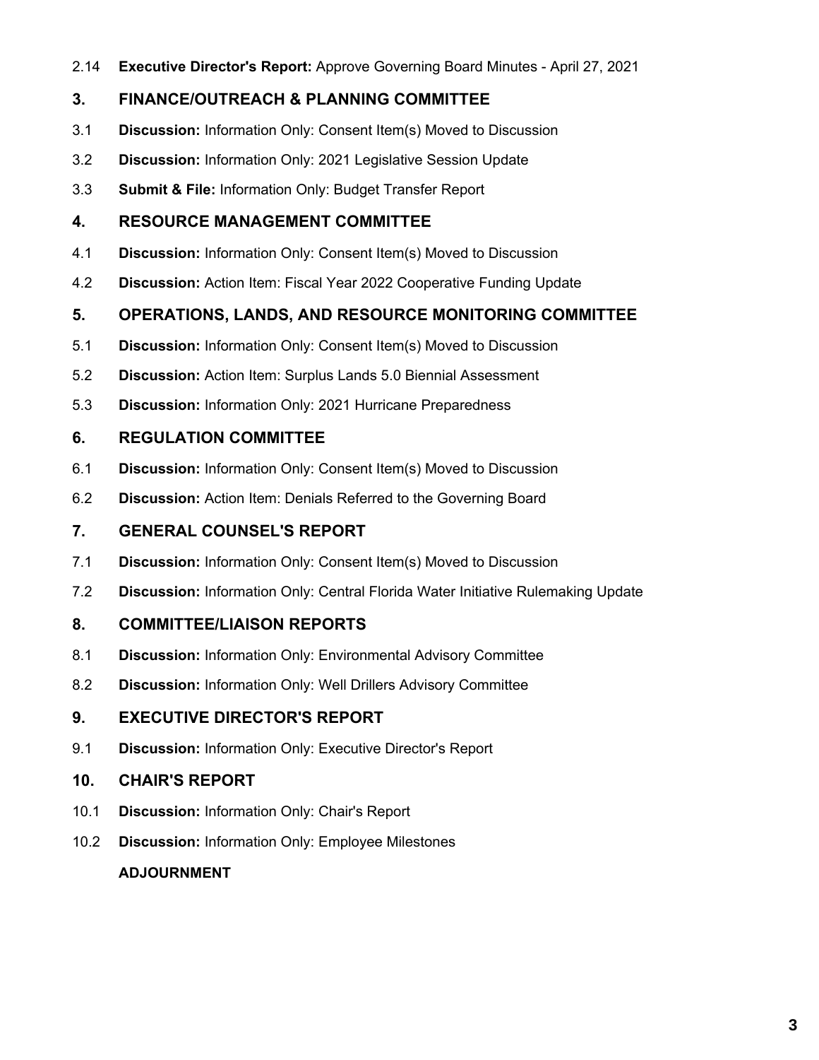2.14 **Executive Director's Report:** Approve Governing Board Minutes - April 27, 2021

## 3. FINANCE/OUTREACH & PLANNING COMMITTEE

3.1 **Discussion:** Information Only: Consent Item(s) Moved to Discussion

3.2 **Discussion:** Information Only: 2021 Legislative Session Update

3.3 **Submit & File:** Information Only: Budget Transfer Report

## 4. RESOURCE MANAGEMENT COMMITTEE

4.1 **Discussion:** Information Only: Consent Item(s) Moved to Discussion

4.2 **Discussion:** Action Item: Fiscal Year 2022 Cooperative Funding Update

## 5. OPERATIONS, LANDS, AND RESOURCE MONITORING COMMITTEE

5.1 **Discussion:** Information Only: Consent Item(s) Moved to Discussion

5.2 **Discussion:** Action Item: Surplus Lands 5.0 Biennial Assessment

5.3 **Discussion:** Information Only: 2021 Hurricane Preparedness

## 6. REGULATION COMMITTEE

6.1 **Discussion:** Information Only: Consent Item(s) Moved to Discussion

6.2 **Discussion:** Action Item: Denials Referred to the Governing Board

## 7. GENERAL COUNSEL'S REPORT

7.1 **Discussion:** Information Only: Consent Item(s) Moved to Discussion

7.2 **Discussion:** Information Only: Central Florida Water Initiative Rulemaking Update

## 8. COMMITTEE/LIAISON REPORTS

8.1 **Discussion:** Information Only: Environmental Advisory Committee

8.2 **Discussion:** Information Only: Well Drillers Advisory Committee

## 9. EXECUTIVE DIRECTOR'S REPORT

9.1 **Discussion:** Information Only: Executive Director's Report

## 10. CHAIR'S REPORT

10.1 **Discussion:** Information Only: Chair's Report

10.2 **Discussion:** Information Only: Employee Milestones

**ADJOURNMENT**